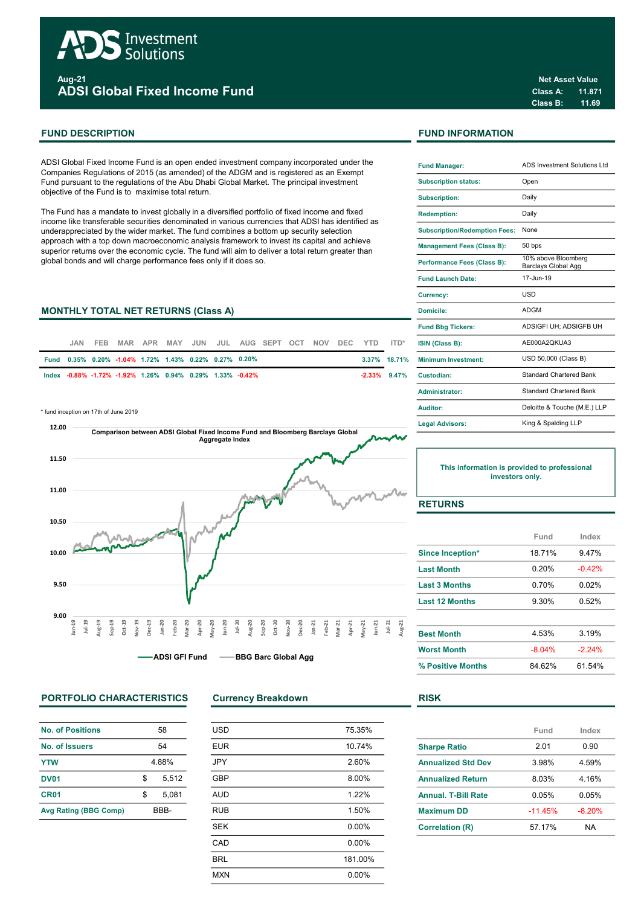# ADS Investment Solutions

**Aug-21**

## ADSI Global Fixed Income Fund

**Net Asset Value**

| | |
|---|---|
| Class A: | 11.871 |
| Class B: | 11.69 |

## FUND DESCRIPTION

ADSI Global Fixed Income Fund is an open ended investment company incorporated under the Companies Regulations of 2015 (as amended) of the ADGM and is registered as an Exempt Fund pursuant to the regulations of the Abu Dhabi Global Market. The principal investment objective of the Fund is to maximise total return.

The Fund has a mandate to invest globally in a diversified portfolio of fixed income and fixed income like transferable securities denominated in various currencies that ADSI has identified as underappreciated by the wider market. The fund combines a bottom up security selection approach with a top down macroeconomic analysis framework to invest its capital and achieve superior returns over the economic cycle. The fund will aim to deliver a total return greater than global bonds and will charge performance fees only if it does so.

## MONTHLY TOTAL NET RETURNS (Class A)

| | JAN | FEB | MAR | APR | MAY | JUN | JUL | AUG | SEPT | OCT | NOV | DEC | YTD | ITD* |
|---|---|---|---|---|---|---|---|---|---|---|---|---|---|---|
| Fund | 0.35% | 0.20% | -1.04% | 1.72% | 1.43% | 0.22% | 0.27% | 0.20% | | | | | 3.37% | 18.71% |
| Index | -0.88% | -1.72% | -1.92% | 1.26% | 0.94% | 0.29% | 1.33% | -0.42% | | | | | -2.33% | 9.47% |

\* fund inception on 17th of June 2019

Comparison between ADSI Global Fixed Income Fund and Bloomberg Barclays Global Aggregate Index

ADSI GFI Fund — BBG Barc Global Agg

## FUND INFORMATION

| | |
|---|---|
| Fund Manager: | ADS Investment Solutions Ltd |
| Subscription status: | Open |
| Subscription: | Daily |
| Redemption: | Daily |
| Subscription/Redemption Fees: | None |
| Management Fees (Class B): | 50 bps |
| Performance Fees (Class B): | 10% above Bloomberg Barclays Global Agg |
| Fund Launch Date: | 17-Jun-19 |
| Currency: | USD |
| Domicile: | ADGM |
| Fund Bbg Tickers: | ADSIGFI UH; ADSIGFB UH |
| ISIN (Class B): | AE000A2QKUA3 |
| Minimum Investment: | USD 50,000 (Class B) |
| Custodian: | Standard Chartered Bank |
| Administrator: | Standard Chartered Bank |
| Auditor: | Deloitte & Touche (M.E.) LLP |
| Legal Advisors: | King & Spalding LLP |

This information is provided to professional investors only.

## RETURNS

| | Fund | Index |
|---|---|---|
| Since Inception* | 18.71% | 9.47% |
| Last Month | 0.20% | -0.42% |
| Last 3 Months | 0.70% | 0.02% |
| Last 12 Months | 9.30% | 0.52% |
| Best Month | 4.53% | 3.19% |
| Worst Month | -8.04% | -2.24% |
| % Positive Months | 84.62% | 61.54% |

## PORTFOLIO CHARACTERISTICS

| | |
|---|---|
| No. of Positions | 58 |
| No. of Issuers | 54 |
| YTW | 4.88% |
| DV01 | $ 5,512 |
| CR01 | $ 5,081 |
| Avg Rating (BBG Comp) | BBB- |

## Currency Breakdown

| | |
|---|---|
| USD | 75.35% |
| EUR | 10.74% |
| JPY | 2.60% |
| GBP | 8.00% |
| AUD | 1.22% |
| RUB | 1.50% |
| SEK | 0.00% |
| CAD | 0.00% |
| BRL | 181.00% |
| MXN | 0.00% |

## RISK

| | Fund | Index |
|---|---|---|
| Sharpe Ratio | 2.01 | 0.90 |
| Annualized Std Dev | 3.98% | 4.59% |
| Annualized Return | 8.03% | 4.16% |
| Annual. T-Bill Rate | 0.05% | 0.05% |
| Maximum DD | -11.45% | -8.20% |
| Correlation (R) | 57.17% | NA |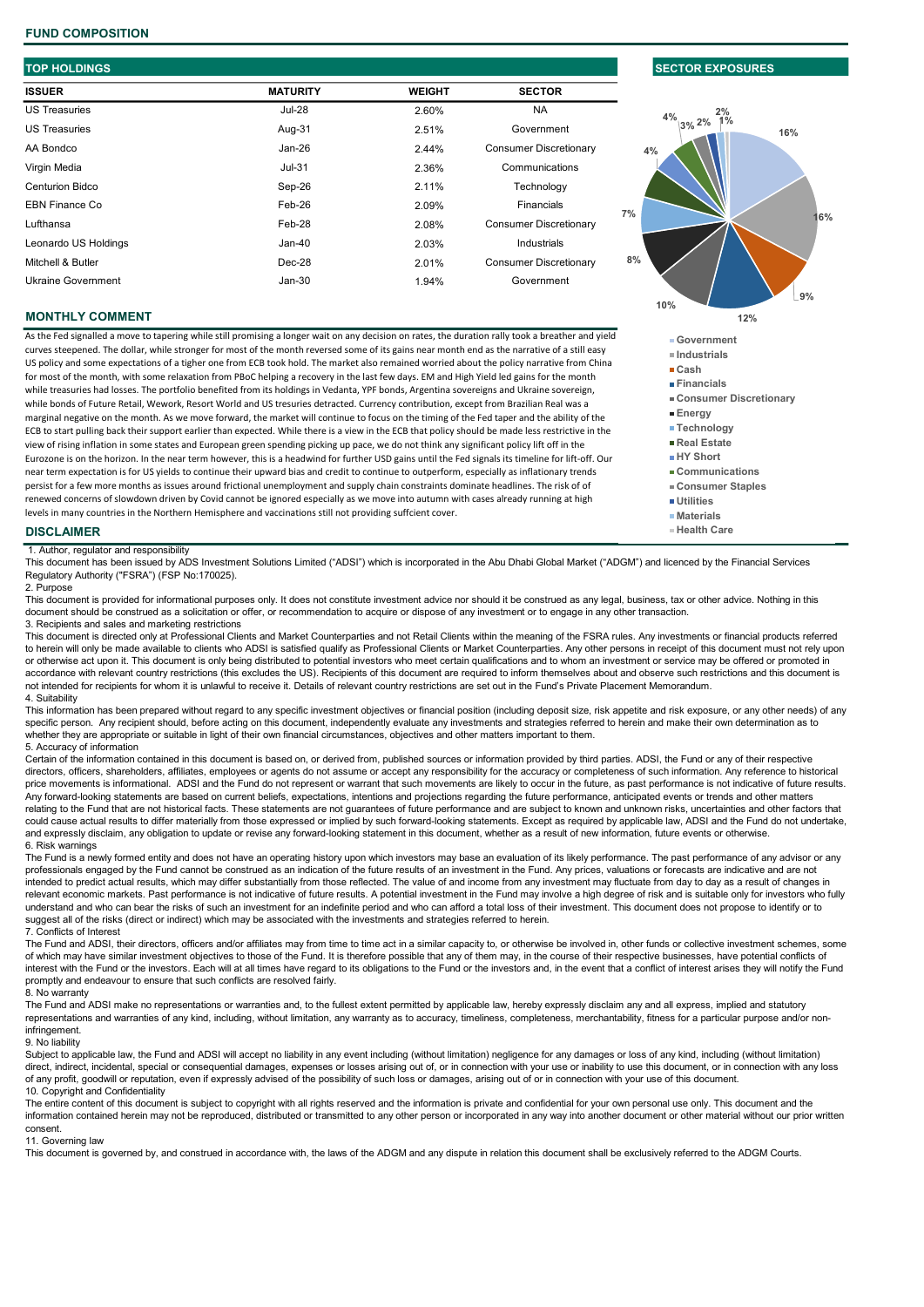## FUND COMPOSITION

### TOP HOLDINGS

| ISSUER | MATURITY | WEIGHT | SECTOR |
|---|---|---|---|
| US Treasuries | Jul-28 | 2.60% | NA |
| US Treasuries | Aug-31 | 2.51% | Government |
| AA Bondco | Jan-26 | 2.44% | Consumer Discretionary |
| Virgin Media | Jul-31 | 2.36% | Communications |
| Centurion Bidco | Sep-26 | 2.11% | Technology |
| EBN Finance Co | Feb-26 | 2.09% | Financials |
| Lufthansa | Feb-28 | 2.08% | Consumer Discretionary |
| Leonardo US Holdings | Jan-40 | 2.03% | Industrials |
| Mitchell & Butler | Dec-28 | 2.01% | Consumer Discretionary |
| Ukraine Government | Jan-30 | 1.94% | Government |

### SECTOR EXPOSURES

16%
16%
9%
12%
10%
8%
7%
4%
4%
3%
2%
2%
1%

Government
Industrials
Cash
Financials
Consumer Discretionary
Energy
Technology
Real Estate
HY Short
Communications
Consumer Staples
Utilities
Materials
Health Care

### MONTHLY COMMENT

As the Fed signalled a move to tapering while still promising a longer wait on any decision on rates, the duration rally took a breather and yield curves steepened. The dollar, while stronger for most of the month reversed some of its gains near month end as the narrative of a still easy US policy and some expectations of a tigher one from ECB took hold. The market also remained worried about the policy narrative from China for most of the month, with some relaxation from PBoC helping a recovery in the last few days. EM and High Yield led gains for the month while treasuries had losses. The portfolio benefited from its holdings in Vedanta, YPF bonds, Argentina sovereigns and Ukraine sovereign, while bonds of Future Retail, Wework, Resort World and US tresuries detracted. Currency contribution, except from Brazilian Real was a marginal negative on the month. As we move forward, the market will continue to focus on the timing of the Fed taper and the ability of the ECB to start pulling back their support earlier than expected. While there is a view in the ECB that policy should be made less restrictive in the view of rising inflation in some states and European green spending picking up pace, we do not think any significant policy lift off in the Eurozone is on the horizon. In the near term however, this is a headwind for further USD gains until the Fed signals its timeline for lift-off. Our near term expectation is for US yields to continue their upward bias and credit to continue to outperform, especially as inflationary trends persist for a few more months as issues around frictional unemployment and supply chain constraints dominate headlines. The risk of of renewed concerns of slowdown driven by Covid cannot be ignored especially as we move into autumn with cases already running at high levels in many countries in the Northern Hemisphere and vaccinations still not providing suffcient cover.

### DISCLAIMER

1. Author, regulator and responsibility

This document has been issued by ADS Investment Solutions Limited ("ADSI") which is incorporated in the Abu Dhabi Global Market ("ADGM") and licenced by the Financial Services Regulatory Authority ("FSRA") (FSP No:170025).

2. Purpose

This document is provided for informational purposes only. It does not constitute investment advice nor should it be construed as any legal, business, tax or other advice. Nothing in this document should be construed as a solicitation or offer, or recommendation to acquire or dispose of any investment or to engage in any other transaction.

3. Recipients and sales and marketing restrictions

This document is directed only at Professional Clients and Market Counterparties and not Retail Clients within the meaning of the FSRA rules. Any investments or financial products referred to herein will only be made available to clients who ADSI is satisfied qualify as Professional Clients or Market Counterparties. Any other persons in receipt of this document must not rely upon or otherwise act upon it. This document is only being distributed to potential investors who meet certain qualifications and to whom an investment or service may be offered or promoted in accordance with relevant country restrictions (this excludes the US). Recipients of this document are required to inform themselves about and observe such restrictions and this document is not intended for recipients for whom it is unlawful to receive it. Details of relevant country restrictions are set out in the Fund's Private Placement Memorandum.

4. Suitability

This information has been prepared without regard to any specific investment objectives or financial position (including deposit size, risk appetite and risk exposure, or any other needs) of any specific person. Any recipient should, before acting on this document, independently evaluate any investments and strategies referred to herein and make their own determination as to whether they are appropriate or suitable in light of their own financial circumstances, objectives and other matters important to them.

5. Accuracy of information

Certain of the information contained in this document is based on, or derived from, published sources or information provided by third parties. ADSI, the Fund or any of their respective directors, officers, shareholders, affiliates, employees or agents do not assume or accept any responsibility for the accuracy or completeness of such information. Any reference to historical price movements is informational. ADSI and the Fund do not represent or warrant that such movements are likely to occur in the future, as past performance is not indicative of future results. Any forward-looking statements are based on current beliefs, expectations, intentions and projections regarding the future performance, anticipated events or trends and other matters relating to the Fund that are not historical facts. These statements are not guarantees of future performance and are subject to known and unknown risks, uncertainties and other factors that could cause actual results to differ materially from those expressed or implied by such forward-looking statements. Except as required by applicable law, ADSI and the Fund do not undertake, and expressly disclaim, any obligation to update or revise any forward-looking statement in this document, whether as a result of new information, future events or otherwise.

6. Risk warnings

The Fund is a newly formed entity and does not have an operating history upon which investors may base an evaluation of its likely performance. The past performance of any advisor or any professionals engaged by the Fund cannot be construed as an indication of the future results of an investment in the Fund. Any prices, valuations or forecasts are indicative and are not intended to predict actual results, which may differ substantially from those reflected. The value of and income from any investment may fluctuate from day to day as a result of changes in relevant economic markets. Past performance is not indicative of future results. A potential investment in the Fund may involve a high degree of risk and is suitable only for investors who fully understand and who can bear the risks of such an investment for an indefinite period and who can afford a total loss of their investment. This document does not propose to identify or to suggest all of the risks (direct or indirect) which may be associated with the investments and strategies referred to herein.

7. Conflicts of Interest

The Fund and ADSI, their directors, officers and/or affiliates may from time to time act in a similar capacity to, or otherwise be involved in, other funds or collective investment schemes, some of which may have similar investment objectives to those of the Fund. It is therefore possible that any of them may, in the course of their respective businesses, have potential conflicts of interest with the Fund or the investors. Each will at all times have regard to its obligations to the Fund or the investors and, in the event that a conflict of interest arises they will notify the Fund promptly and endeavour to ensure that such conflicts are resolved fairly.

8. No warranty

The Fund and ADSI make no representations or warranties and, to the fullest extent permitted by applicable law, hereby expressly disclaim any and all express, implied and statutory representations and warranties of any kind, including, without limitation, any warranty as to accuracy, timeliness, completeness, merchantability, fitness for a particular purpose and/or non-infringement.

9. No liability

Subject to applicable law, the Fund and ADSI will accept no liability in any event including (without limitation) negligence for any damages or loss of any kind, including (without limitation) direct, indirect, incidental, special or consequential damages, expenses or losses arising out of, or in connection with your use or inability to use this document, or in connection with any loss of any profit, goodwill or reputation, even if expressly advised of the possibility of such loss or damages, arising out of or in connection with your use of this document.

10. Copyright and Confidentiality

The entire content of this document is subject to copyright with all rights reserved and the information is private and confidential for your own personal use only. This document and the information contained herein may not be reproduced, distributed or transmitted to any other person or incorporated in any way into another document or other material without our prior written consent.

11. Governing law

This document is governed by, and construed in accordance with, the laws of the ADGM and any dispute in relation this document shall be exclusively referred to the ADGM Courts.